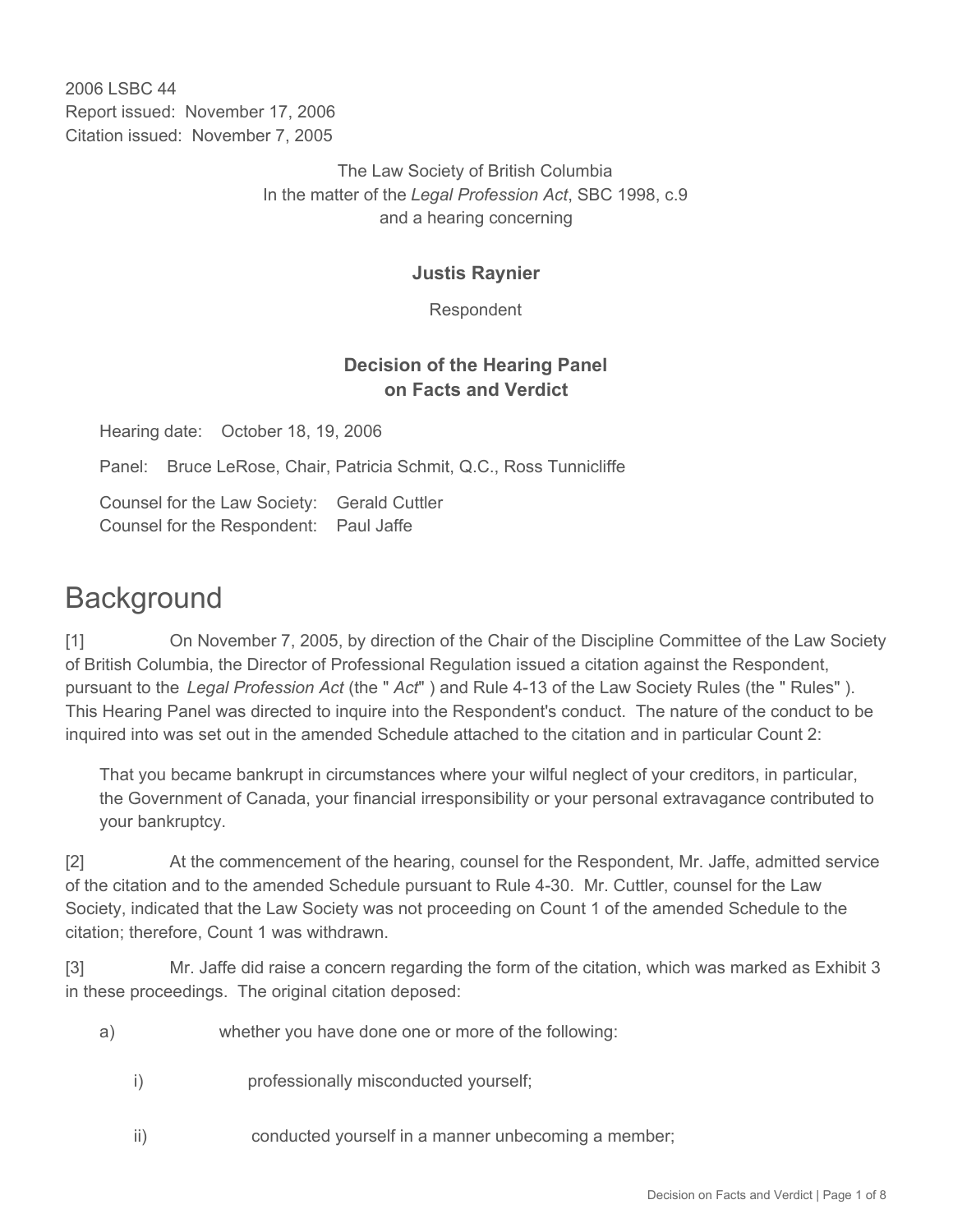2006 LSBC 44
Report issued: November 17, 2006
Citation issued: November 7, 2005

The Law Society of British Columbia
In the matter of the *Legal Profession Act*, SBC 1998, c.9
and a hearing concerning

**Justis Raynier**

Respondent

**Decision of the Hearing Panel on Facts and Verdict**

Hearing date: October 18, 19, 2006

Panel: Bruce LeRose, Chair, Patricia Schmit, Q.C., Ross Tunnicliffe

Counsel for the Law Society: Gerald Cuttler
Counsel for the Respondent: Paul Jaffe

# Background

[1] On November 7, 2005, by direction of the Chair of the Discipline Committee of the Law Society of British Columbia, the Director of Professional Regulation issued a citation against the Respondent, pursuant to the *Legal Profession Act* (the " *Act*" ) and Rule 4-13 of the Law Society Rules (the " Rules" ). This Hearing Panel was directed to inquire into the Respondent's conduct. The nature of the conduct to be inquired into was set out in the amended Schedule attached to the citation and in particular Count 2:

> That you became bankrupt in circumstances where your wilful neglect of your creditors, in particular, the Government of Canada, your financial irresponsibility or your personal extravagance contributed to your bankruptcy.

[2] At the commencement of the hearing, counsel for the Respondent, Mr. Jaffe, admitted service of the citation and to the amended Schedule pursuant to Rule 4-30. Mr. Cuttler, counsel for the Law Society, indicated that the Law Society was not proceeding on Count 1 of the amended Schedule to the citation; therefore, Count 1 was withdrawn.

[3] Mr. Jaffe did raise a concern regarding the form of the citation, which was marked as Exhibit 3 in these proceedings. The original citation deposed:

a) whether you have done one or more of the following:

   i) professionally misconducted yourself;

   ii) conducted yourself in a manner unbecoming a member;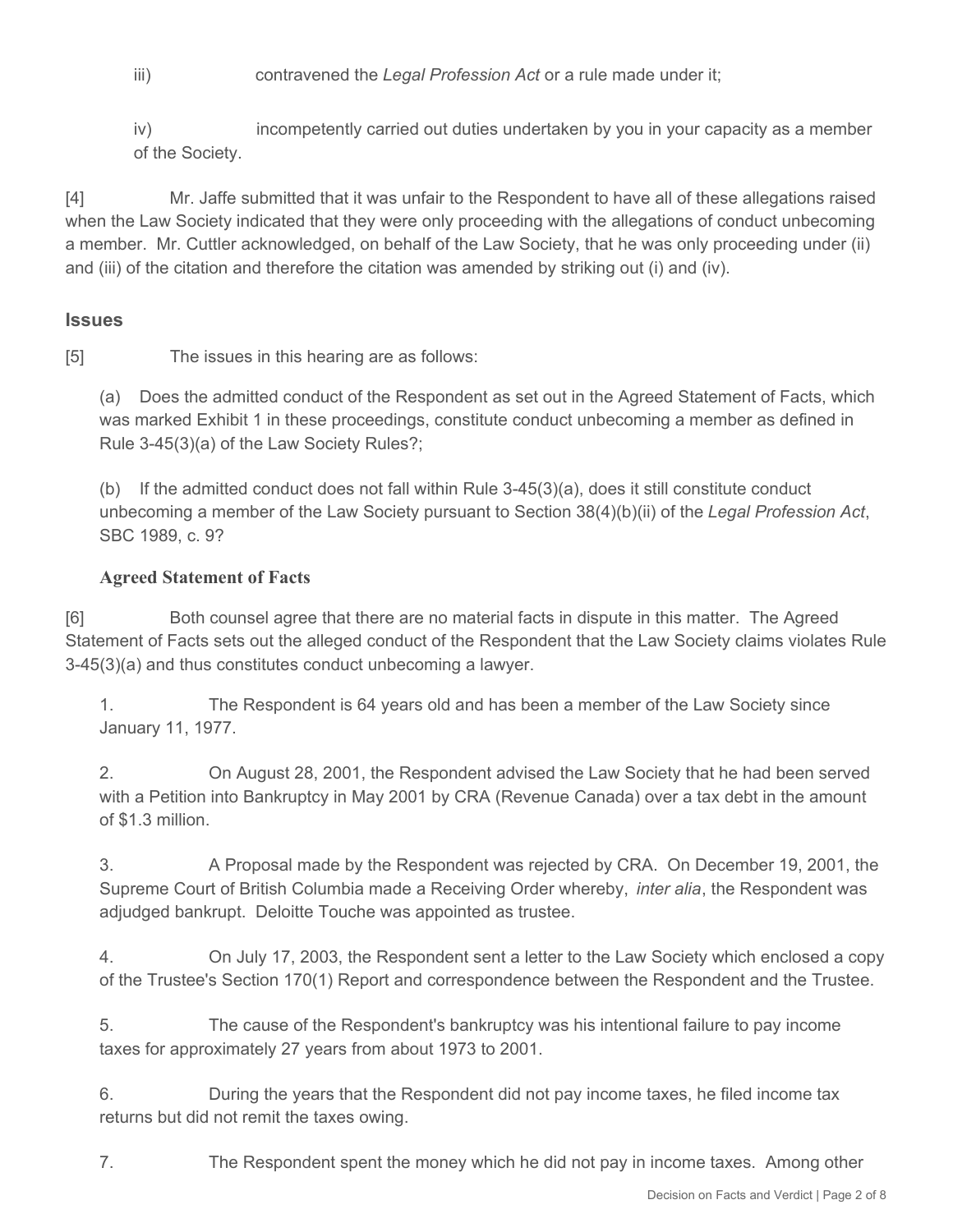iii) contravened the *Legal Profession Act* or a rule made under it;

iv) incompetently carried out duties undertaken by you in your capacity as a member of the Society.

[4] Mr. Jaffe submitted that it was unfair to the Respondent to have all of these allegations raised when the Law Society indicated that they were only proceeding with the allegations of conduct unbecoming a member. Mr. Cuttler acknowledged, on behalf of the Law Society, that he was only proceeding under (ii) and (iii) of the citation and therefore the citation was amended by striking out (i) and (iv).

## Issues

[5] The issues in this hearing are as follows:

(a) Does the admitted conduct of the Respondent as set out in the Agreed Statement of Facts, which was marked Exhibit 1 in these proceedings, constitute conduct unbecoming a member as defined in Rule 3-45(3)(a) of the Law Society Rules?;

(b) If the admitted conduct does not fall within Rule 3-45(3)(a), does it still constitute conduct unbecoming a member of the Law Society pursuant to Section 38(4)(b)(ii) of the *Legal Profession Act*, SBC 1989, c. 9?

### Agreed Statement of Facts

[6] Both counsel agree that there are no material facts in dispute in this matter. The Agreed Statement of Facts sets out the alleged conduct of the Respondent that the Law Society claims violates Rule 3-45(3)(a) and thus constitutes conduct unbecoming a lawyer.

1. The Respondent is 64 years old and has been a member of the Law Society since January 11, 1977.

2. On August 28, 2001, the Respondent advised the Law Society that he had been served with a Petition into Bankruptcy in May 2001 by CRA (Revenue Canada) over a tax debt in the amount of $1.3 million.

3. A Proposal made by the Respondent was rejected by CRA. On December 19, 2001, the Supreme Court of British Columbia made a Receiving Order whereby, *inter alia*, the Respondent was adjudged bankrupt. Deloitte Touche was appointed as trustee.

4. On July 17, 2003, the Respondent sent a letter to the Law Society which enclosed a copy of the Trustee's Section 170(1) Report and correspondence between the Respondent and the Trustee.

5. The cause of the Respondent's bankruptcy was his intentional failure to pay income taxes for approximately 27 years from about 1973 to 2001.

6. During the years that the Respondent did not pay income taxes, he filed income tax returns but did not remit the taxes owing.

7. The Respondent spent the money which he did not pay in income taxes. Among other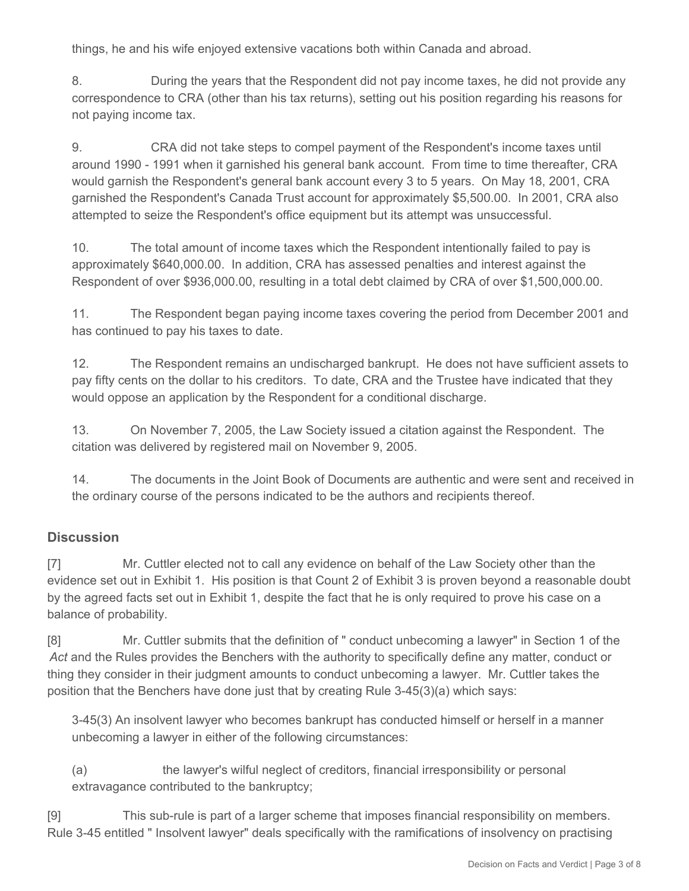things, he and his wife enjoyed extensive vacations both within Canada and abroad.

8. During the years that the Respondent did not pay income taxes, he did not provide any correspondence to CRA (other than his tax returns), setting out his position regarding his reasons for not paying income tax.

9. CRA did not take steps to compel payment of the Respondent's income taxes until around 1990 - 1991 when it garnished his general bank account. From time to time thereafter, CRA would garnish the Respondent's general bank account every 3 to 5 years. On May 18, 2001, CRA garnished the Respondent's Canada Trust account for approximately $5,500.00. In 2001, CRA also attempted to seize the Respondent's office equipment but its attempt was unsuccessful.

10. The total amount of income taxes which the Respondent intentionally failed to pay is approximately $640,000.00. In addition, CRA has assessed penalties and interest against the Respondent of over $936,000.00, resulting in a total debt claimed by CRA of over $1,500,000.00.

11. The Respondent began paying income taxes covering the period from December 2001 and has continued to pay his taxes to date.

12. The Respondent remains an undischarged bankrupt. He does not have sufficient assets to pay fifty cents on the dollar to his creditors. To date, CRA and the Trustee have indicated that they would oppose an application by the Respondent for a conditional discharge.

13. On November 7, 2005, the Law Society issued a citation against the Respondent. The citation was delivered by registered mail on November 9, 2005.

14. The documents in the Joint Book of Documents are authentic and were sent and received in the ordinary course of the persons indicated to be the authors and recipients thereof.

## Discussion

[7] Mr. Cuttler elected not to call any evidence on behalf of the Law Society other than the evidence set out in Exhibit 1. His position is that Count 2 of Exhibit 3 is proven beyond a reasonable doubt by the agreed facts set out in Exhibit 1, despite the fact that he is only required to prove his case on a balance of probability.

[8] Mr. Cuttler submits that the definition of " conduct unbecoming a lawyer" in Section 1 of the *Act* and the Rules provides the Benchers with the authority to specifically define any matter, conduct or thing they consider in their judgment amounts to conduct unbecoming a lawyer. Mr. Cuttler takes the position that the Benchers have done just that by creating Rule 3-45(3)(a) which says:

> 3-45(3) An insolvent lawyer who becomes bankrupt has conducted himself or herself in a manner unbecoming a lawyer in either of the following circumstances:
>
> (a) the lawyer's wilful neglect of creditors, financial irresponsibility or personal extravagance contributed to the bankruptcy;

[9] This sub-rule is part of a larger scheme that imposes financial responsibility on members. Rule 3-45 entitled " Insolvent lawyer" deals specifically with the ramifications of insolvency on practising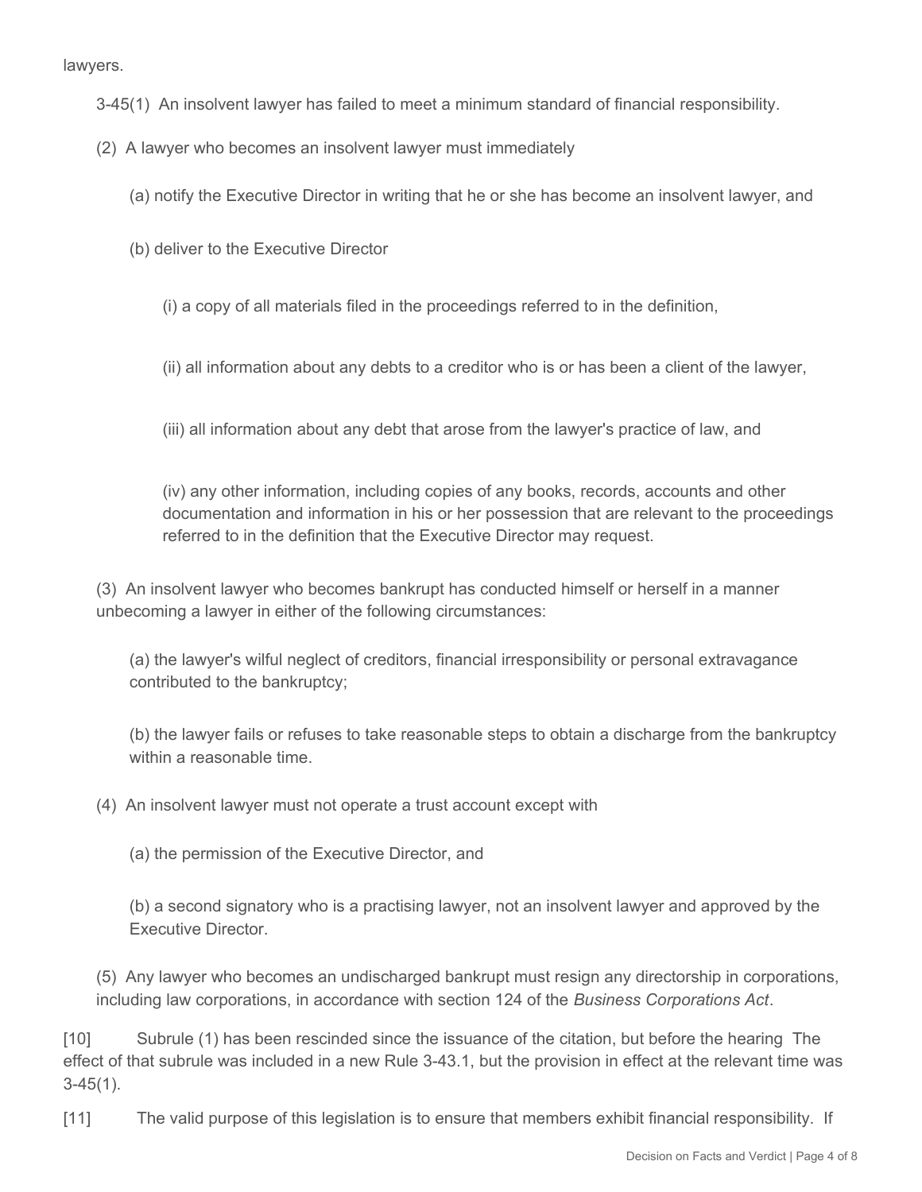lawyers.

3-45(1) An insolvent lawyer has failed to meet a minimum standard of financial responsibility.

(2) A lawyer who becomes an insolvent lawyer must immediately

(a) notify the Executive Director in writing that he or she has become an insolvent lawyer, and

(b) deliver to the Executive Director

(i) a copy of all materials filed in the proceedings referred to in the definition,

(ii) all information about any debts to a creditor who is or has been a client of the lawyer,

(iii) all information about any debt that arose from the lawyer's practice of law, and

(iv) any other information, including copies of any books, records, accounts and other documentation and information in his or her possession that are relevant to the proceedings referred to in the definition that the Executive Director may request.

(3) An insolvent lawyer who becomes bankrupt has conducted himself or herself in a manner unbecoming a lawyer in either of the following circumstances:

(a) the lawyer's wilful neglect of creditors, financial irresponsibility or personal extravagance contributed to the bankruptcy;

(b) the lawyer fails or refuses to take reasonable steps to obtain a discharge from the bankruptcy within a reasonable time.

(4) An insolvent lawyer must not operate a trust account except with

(a) the permission of the Executive Director, and

(b) a second signatory who is a practising lawyer, not an insolvent lawyer and approved by the Executive Director.

(5) Any lawyer who becomes an undischarged bankrupt must resign any directorship in corporations, including law corporations, in accordance with section 124 of the *Business Corporations Act*.

[10] Subrule (1) has been rescinded since the issuance of the citation, but before the hearing The effect of that subrule was included in a new Rule 3-43.1, but the provision in effect at the relevant time was 3-45(1).

[11] The valid purpose of this legislation is to ensure that members exhibit financial responsibility. If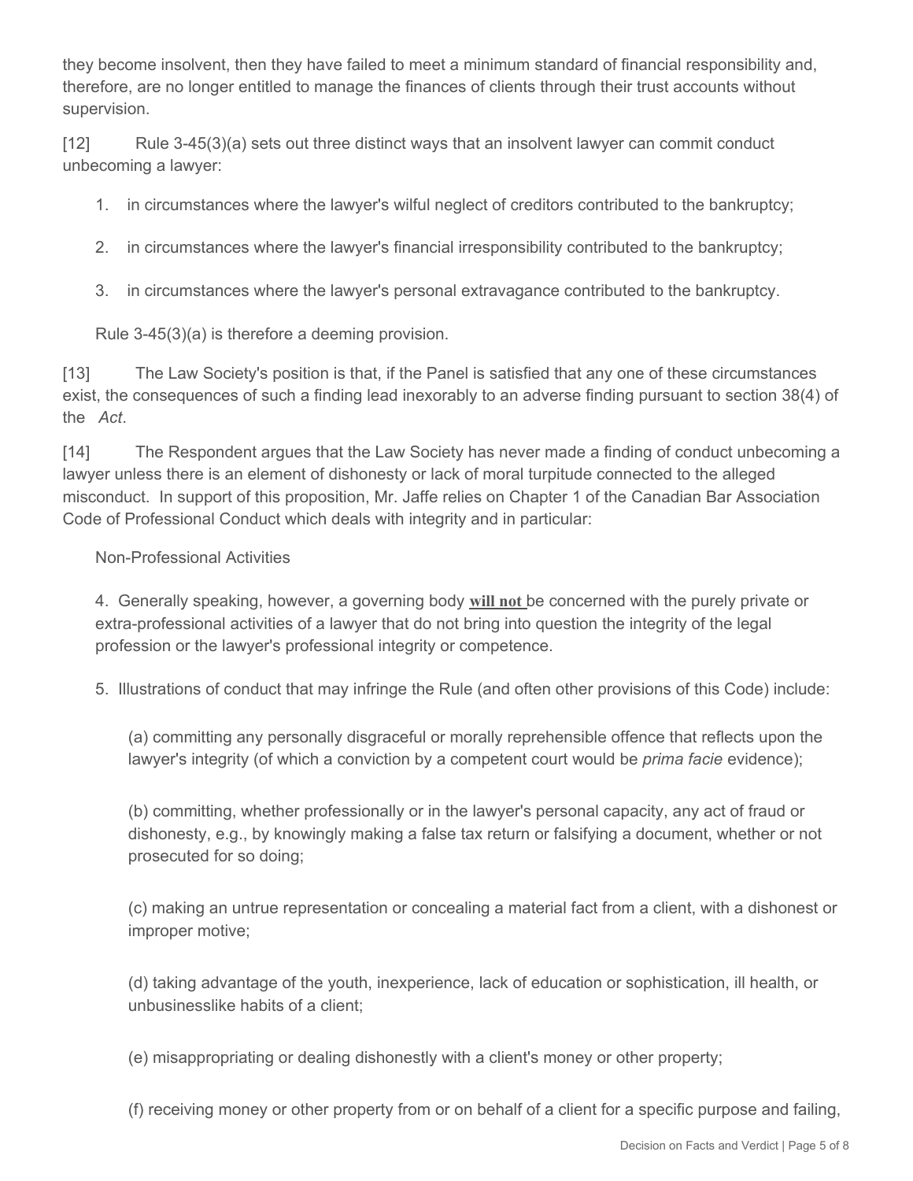they become insolvent, then they have failed to meet a minimum standard of financial responsibility and, therefore, are no longer entitled to manage the finances of clients through their trust accounts without supervision.

[12] Rule 3-45(3)(a) sets out three distinct ways that an insolvent lawyer can commit conduct unbecoming a lawyer:

1. in circumstances where the lawyer's wilful neglect of creditors contributed to the bankruptcy;
2. in circumstances where the lawyer's financial irresponsibility contributed to the bankruptcy;
3. in circumstances where the lawyer's personal extravagance contributed to the bankruptcy.

Rule 3-45(3)(a) is therefore a deeming provision.

[13] The Law Society's position is that, if the Panel is satisfied that any one of these circumstances exist, the consequences of such a finding lead inexorably to an adverse finding pursuant to section 38(4) of the *Act*.

[14] The Respondent argues that the Law Society has never made a finding of conduct unbecoming a lawyer unless there is an element of dishonesty or lack of moral turpitude connected to the alleged misconduct. In support of this proposition, Mr. Jaffe relies on Chapter 1 of the Canadian Bar Association Code of Professional Conduct which deals with integrity and in particular:

> Non-Professional Activities
>
> 4. Generally speaking, however, a governing body **will not** be concerned with the purely private or extra-professional activities of a lawyer that do not bring into question the integrity of the legal profession or the lawyer's professional integrity or competence.
>
> 5. Illustrations of conduct that may infringe the Rule (and often other provisions of this Code) include:
>
> > (a) committing any personally disgraceful or morally reprehensible offence that reflects upon the lawyer's integrity (of which a conviction by a competent court would be *prima facie* evidence);
> >
> > (b) committing, whether professionally or in the lawyer's personal capacity, any act of fraud or dishonesty, e.g., by knowingly making a false tax return or falsifying a document, whether or not prosecuted for so doing;
> >
> > (c) making an untrue representation or concealing a material fact from a client, with a dishonest or improper motive;
> >
> > (d) taking advantage of the youth, inexperience, lack of education or sophistication, ill health, or unbusinesslike habits of a client;
> >
> > (e) misappropriating or dealing dishonestly with a client's money or other property;
> >
> > (f) receiving money or other property from or on behalf of a client for a specific purpose and failing,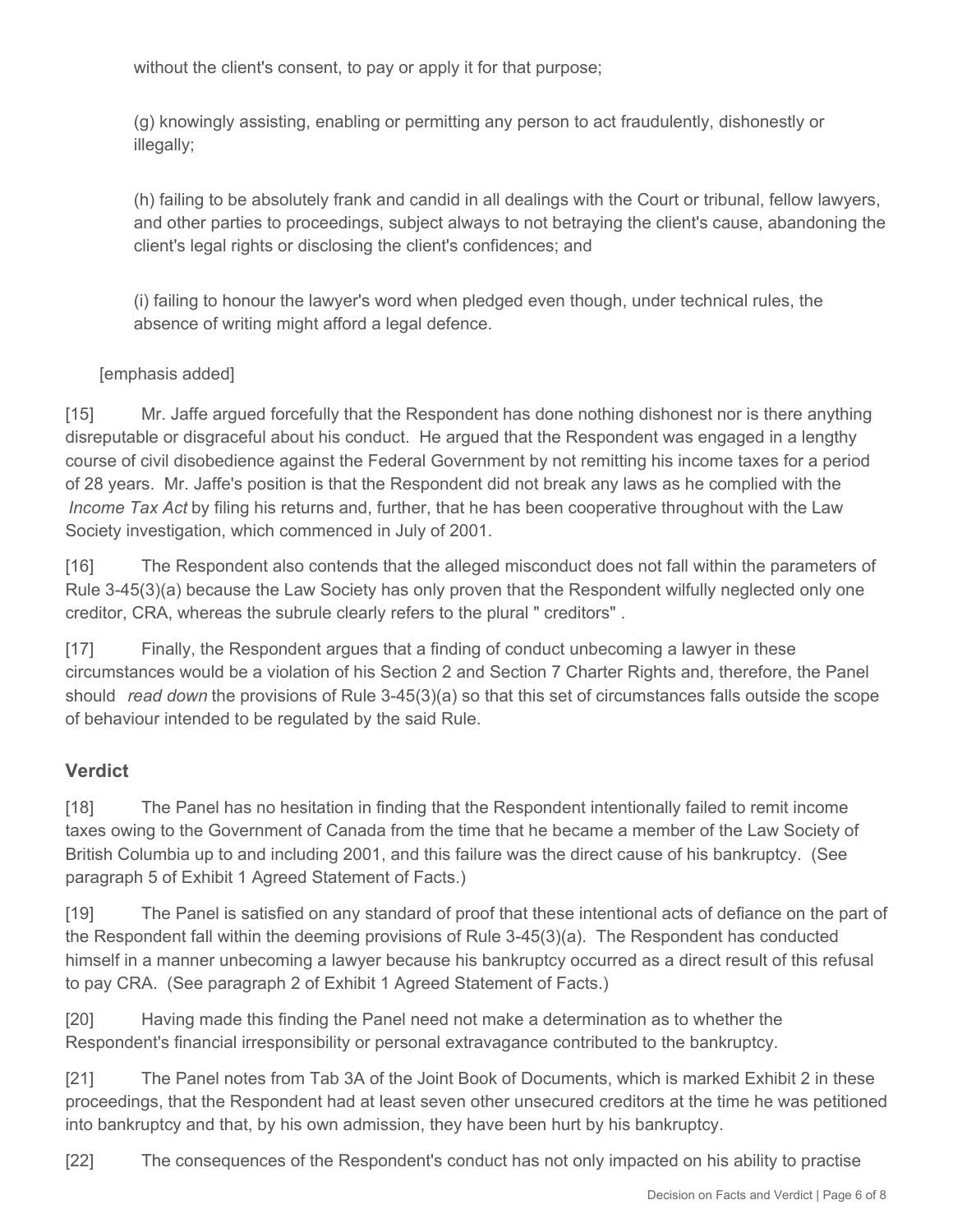without the client's consent, to pay or apply it for that purpose;

(g) knowingly assisting, enabling or permitting any person to act fraudulently, dishonestly or illegally;

(h) failing to be absolutely frank and candid in all dealings with the Court or tribunal, fellow lawyers, and other parties to proceedings, subject always to not betraying the client's cause, abandoning the client's legal rights or disclosing the client's confidences; and

(i) failing to honour the lawyer's word when pledged even though, under technical rules, the absence of writing might afford a legal defence.

[emphasis added]

[15] Mr. Jaffe argued forcefully that the Respondent has done nothing dishonest nor is there anything disreputable or disgraceful about his conduct. He argued that the Respondent was engaged in a lengthy course of civil disobedience against the Federal Government by not remitting his income taxes for a period of 28 years. Mr. Jaffe's position is that the Respondent did not break any laws as he complied with the *Income Tax Act* by filing his returns and, further, that he has been cooperative throughout with the Law Society investigation, which commenced in July of 2001.

[16] The Respondent also contends that the alleged misconduct does not fall within the parameters of Rule 3-45(3)(a) because the Law Society has only proven that the Respondent wilfully neglected only one creditor, CRA, whereas the subrule clearly refers to the plural " creditors" .

[17] Finally, the Respondent argues that a finding of conduct unbecoming a lawyer in these circumstances would be a violation of his Section 2 and Section 7 Charter Rights and, therefore, the Panel should *read down* the provisions of Rule 3-45(3)(a) so that this set of circumstances falls outside the scope of behaviour intended to be regulated by the said Rule.

## Verdict

[18] The Panel has no hesitation in finding that the Respondent intentionally failed to remit income taxes owing to the Government of Canada from the time that he became a member of the Law Society of British Columbia up to and including 2001, and this failure was the direct cause of his bankruptcy. (See paragraph 5 of Exhibit 1 Agreed Statement of Facts.)

[19] The Panel is satisfied on any standard of proof that these intentional acts of defiance on the part of the Respondent fall within the deeming provisions of Rule 3-45(3)(a). The Respondent has conducted himself in a manner unbecoming a lawyer because his bankruptcy occurred as a direct result of this refusal to pay CRA. (See paragraph 2 of Exhibit 1 Agreed Statement of Facts.)

[20] Having made this finding the Panel need not make a determination as to whether the Respondent's financial irresponsibility or personal extravagance contributed to the bankruptcy.

[21] The Panel notes from Tab 3A of the Joint Book of Documents, which is marked Exhibit 2 in these proceedings, that the Respondent had at least seven other unsecured creditors at the time he was petitioned into bankruptcy and that, by his own admission, they have been hurt by his bankruptcy.

[22] The consequences of the Respondent's conduct has not only impacted on his ability to practise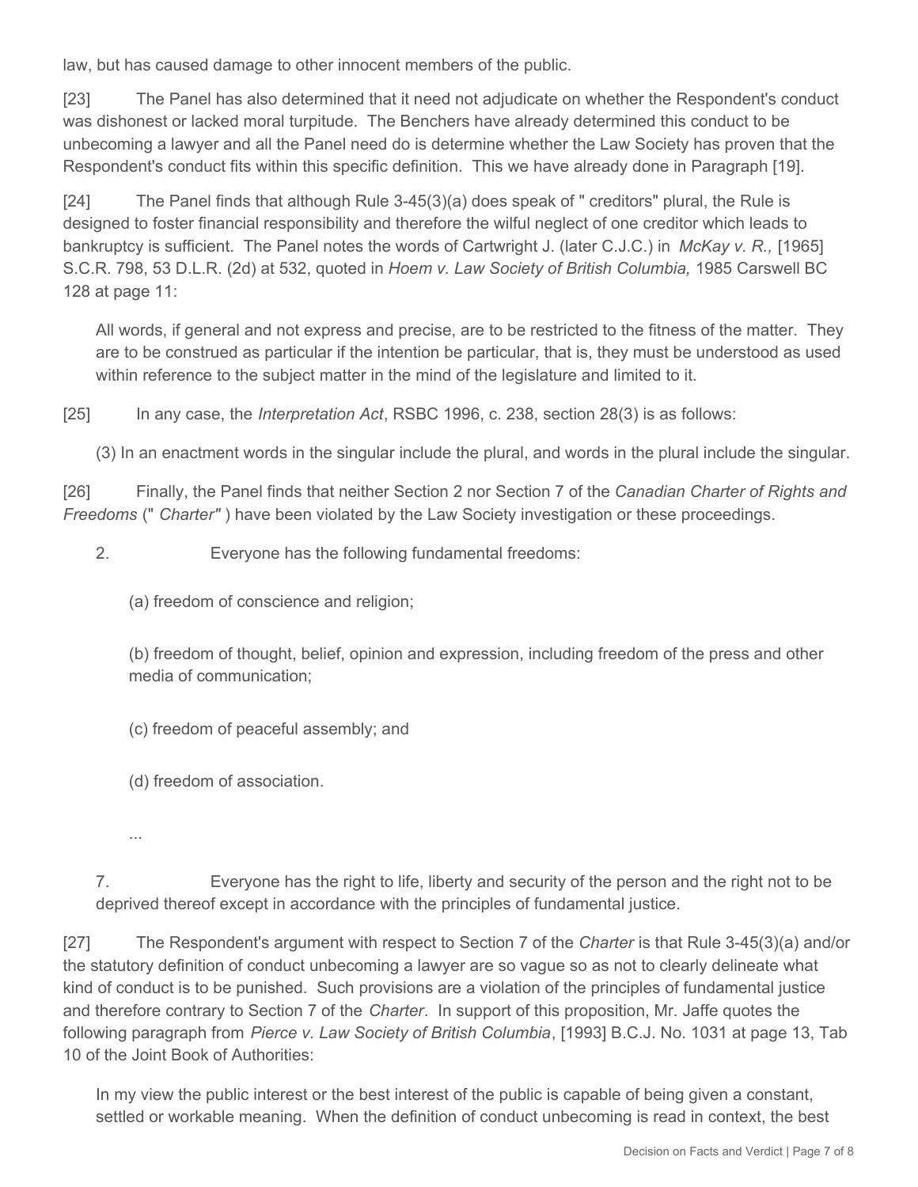law, but has caused damage to other innocent members of the public.

[23] The Panel has also determined that it need not adjudicate on whether the Respondent's conduct was dishonest or lacked moral turpitude. The Benchers have already determined this conduct to be unbecoming a lawyer and all the Panel need do is determine whether the Law Society has proven that the Respondent's conduct fits within this specific definition. This we have already done in Paragraph [19].

[24] The Panel finds that although Rule 3-45(3)(a) does speak of " creditors" plural, the Rule is designed to foster financial responsibility and therefore the wilful neglect of one creditor which leads to bankruptcy is sufficient. The Panel notes the words of Cartwright J. (later C.J.C.) in *McKay v. R.,* [1965] S.C.R. 798, 53 D.L.R. (2d) at 532, quoted in *Hoem v. Law Society of British Columbia,* 1985 Carswell BC 128 at page 11:

> All words, if general and not express and precise, are to be restricted to the fitness of the matter. They are to be construed as particular if the intention be particular, that is, they must be understood as used within reference to the subject matter in the mind of the legislature and limited to it.

[25] In any case, the *Interpretation Act*, RSBC 1996, c. 238, section 28(3) is as follows:

> (3) In an enactment words in the singular include the plural, and words in the plural include the singular.

[26] Finally, the Panel finds that neither Section 2 nor Section 7 of the *Canadian Charter of Rights and Freedoms* (" *Charter"* ) have been violated by the Law Society investigation or these proceedings.

> 2. Everyone has the following fundamental freedoms:
>
> (a) freedom of conscience and religion;
>
> (b) freedom of thought, belief, opinion and expression, including freedom of the press and other media of communication;
>
> (c) freedom of peaceful assembly; and
>
> (d) freedom of association.
>
> ...
>
> 7. Everyone has the right to life, liberty and security of the person and the right not to be deprived thereof except in accordance with the principles of fundamental justice.

[27] The Respondent's argument with respect to Section 7 of the *Charter* is that Rule 3-45(3)(a) and/or the statutory definition of conduct unbecoming a lawyer are so vague so as not to clearly delineate what kind of conduct is to be punished. Such provisions are a violation of the principles of fundamental justice and therefore contrary to Section 7 of the *Charter*. In support of this proposition, Mr. Jaffe quotes the following paragraph from *Pierce v. Law Society of British Columbia*, [1993] B.C.J. No. 1031 at page 13, Tab 10 of the Joint Book of Authorities:

> In my view the public interest or the best interest of the public is capable of being given a constant, settled or workable meaning. When the definition of conduct unbecoming is read in context, the best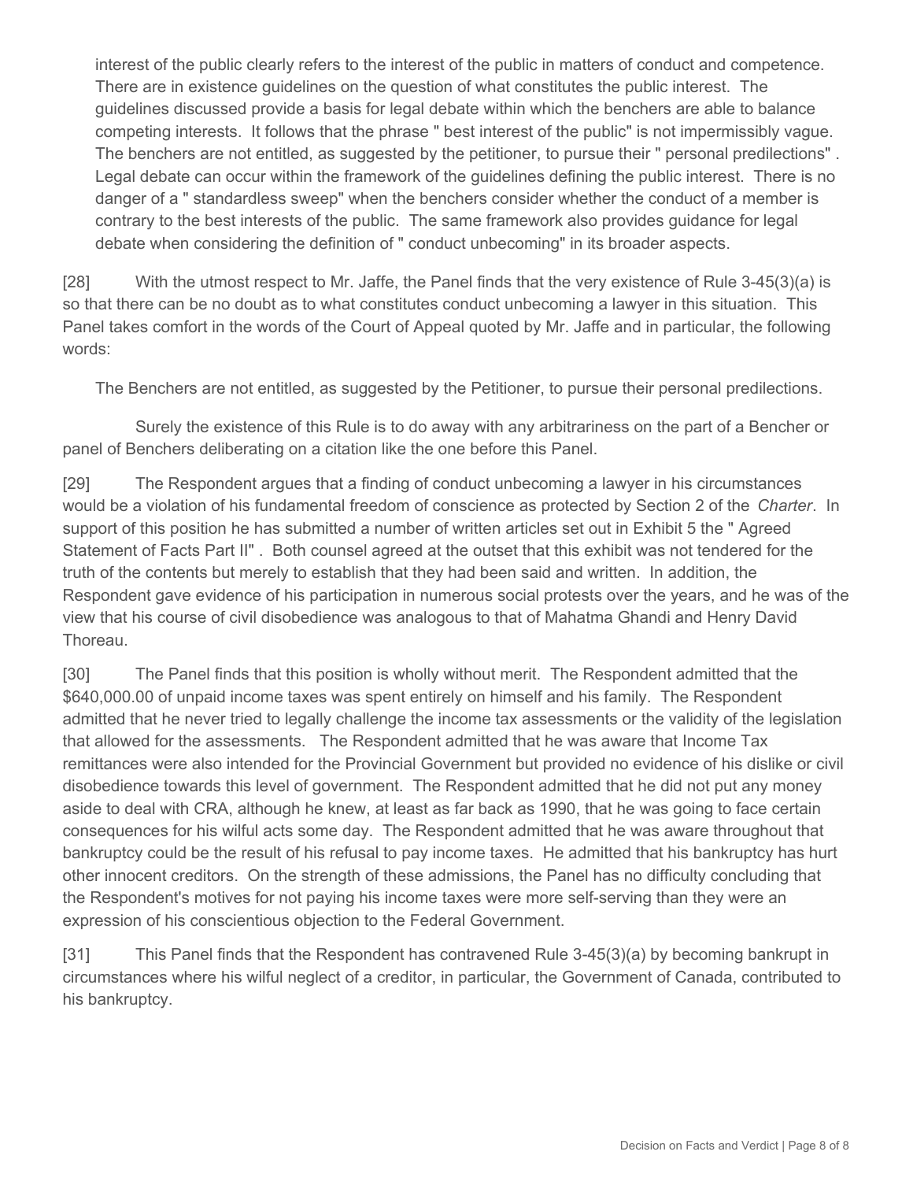interest of the public clearly refers to the interest of the public in matters of conduct and competence. There are in existence guidelines on the question of what constitutes the public interest. The guidelines discussed provide a basis for legal debate within which the benchers are able to balance competing interests. It follows that the phrase " best interest of the public" is not impermissibly vague. The benchers are not entitled, as suggested by the petitioner, to pursue their " personal predilections" . Legal debate can occur within the framework of the guidelines defining the public interest. There is no danger of a " standardless sweep" when the benchers consider whether the conduct of a member is contrary to the best interests of the public. The same framework also provides guidance for legal debate when considering the definition of " conduct unbecoming" in its broader aspects.

[28] With the utmost respect to Mr. Jaffe, the Panel finds that the very existence of Rule 3-45(3)(a) is so that there can be no doubt as to what constitutes conduct unbecoming a lawyer in this situation. This Panel takes comfort in the words of the Court of Appeal quoted by Mr. Jaffe and in particular, the following words:

The Benchers are not entitled, as suggested by the Petitioner, to pursue their personal predilections.

Surely the existence of this Rule is to do away with any arbitrariness on the part of a Bencher or panel of Benchers deliberating on a citation like the one before this Panel.

[29] The Respondent argues that a finding of conduct unbecoming a lawyer in his circumstances would be a violation of his fundamental freedom of conscience as protected by Section 2 of the *Charter*. In support of this position he has submitted a number of written articles set out in Exhibit 5 the " Agreed Statement of Facts Part II" . Both counsel agreed at the outset that this exhibit was not tendered for the truth of the contents but merely to establish that they had been said and written. In addition, the Respondent gave evidence of his participation in numerous social protests over the years, and he was of the view that his course of civil disobedience was analogous to that of Mahatma Ghandi and Henry David Thoreau.

[30] The Panel finds that this position is wholly without merit. The Respondent admitted that the $640,000.00 of unpaid income taxes was spent entirely on himself and his family. The Respondent admitted that he never tried to legally challenge the income tax assessments or the validity of the legislation that allowed for the assessments. The Respondent admitted that he was aware that Income Tax remittances were also intended for the Provincial Government but provided no evidence of his dislike or civil disobedience towards this level of government. The Respondent admitted that he did not put any money aside to deal with CRA, although he knew, at least as far back as 1990, that he was going to face certain consequences for his wilful acts some day. The Respondent admitted that he was aware throughout that bankruptcy could be the result of his refusal to pay income taxes. He admitted that his bankruptcy has hurt other innocent creditors. On the strength of these admissions, the Panel has no difficulty concluding that the Respondent's motives for not paying his income taxes were more self-serving than they were an expression of his conscientious objection to the Federal Government.

[31] This Panel finds that the Respondent has contravened Rule 3-45(3)(a) by becoming bankrupt in circumstances where his wilful neglect of a creditor, in particular, the Government of Canada, contributed to his bankruptcy.